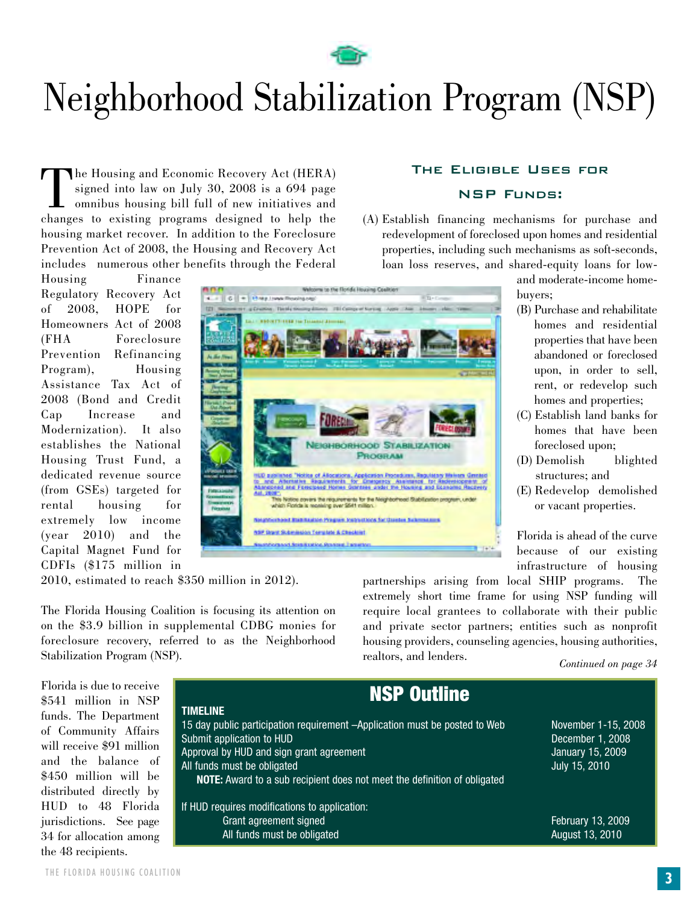# Neighborhood Stabilization Program (NSP)

The Housing and Economic Recovery Act (HERA) signed into law on July 30, 2008 is a 694 page omnibus housing bill full of new initiatives and changes to existing programs designed to help the housing market recover. In addition to the Foreclosure Prevention Act of 2008, the Housing and Recovery Act includes numerous other benefits through the Federal Housing Finance Regulatory Recovery Act of 2008, HOPE for Homeowners Act of 2008 (FHA Foreclosure Prevention Refinancing Program), Housing Assistance Tax Act of 2008 (Bond and Credit Cap Increase and Modernization). It also establishes the National Housing Trust Fund, a dedicated revenue source (from GSEs) targeted for rental housing for extremely low income (year 2010) and the Capital Magnet Fund for CDFIs ($175 million in 2010, estimated to reach $350 million in 2012).

The Florida Housing Coalition is focusing its attention on on the $3.9 billion in supplemental CDBG monies for foreclosure recovery, referred to as the Neighborhood Stabilization Program (NSP).

Florida is due to receive $541 million in NSP funds. The Department of Community Affairs will receive $91 million and the balance of $450 million will be distributed directly by HUD to 48 Florida jurisdictions. See page 34 for allocation among the 48 recipients.

## The Eligible Uses for NSP Funds:

(A) Establish financing mechanisms for purchase and redevelopment of foreclosed upon homes and residential properties, including such mechanisms as soft-seconds, loan loss reserves, and shared-equity loans for low- and moderate-income homebuyers;

(B) Purchase and rehabilitate homes and residential properties that have been abandoned or foreclosed upon, in order to sell, rent, or redevelop such homes and properties;

(C) Establish land banks for homes that have been foreclosed upon;

(D) Demolish blighted structures; and

(E) Redevelop demolished or vacant properties.

Florida is ahead of the curve because of our existing infrastructure of housing partnerships arising from local SHIP programs. The extremely short time frame for using NSP funding will require local grantees to collaborate with their public and private sector partners; entities such as nonprofit housing providers, counseling agencies, housing authorities, realtors, and lenders.

*Continued on page 34*

## NSP Outline

**TIMELINE**

| | |
|---|---|
| 15 day public participation requirement –Application must be posted to Web | November 1-15, 2008 |
| Submit application to HUD | December 1, 2008 |
| Approval by HUD and sign grant agreement | January 15, 2009 |
| All funds must be obligated | July 15, 2010 |
| **NOTE:** Award to a sub recipient does not meet the definition of obligated | |
| If HUD requires modifications to application: | |
| Grant agreement signed | February 13, 2009 |
| All funds must be obligated | August 13, 2010 |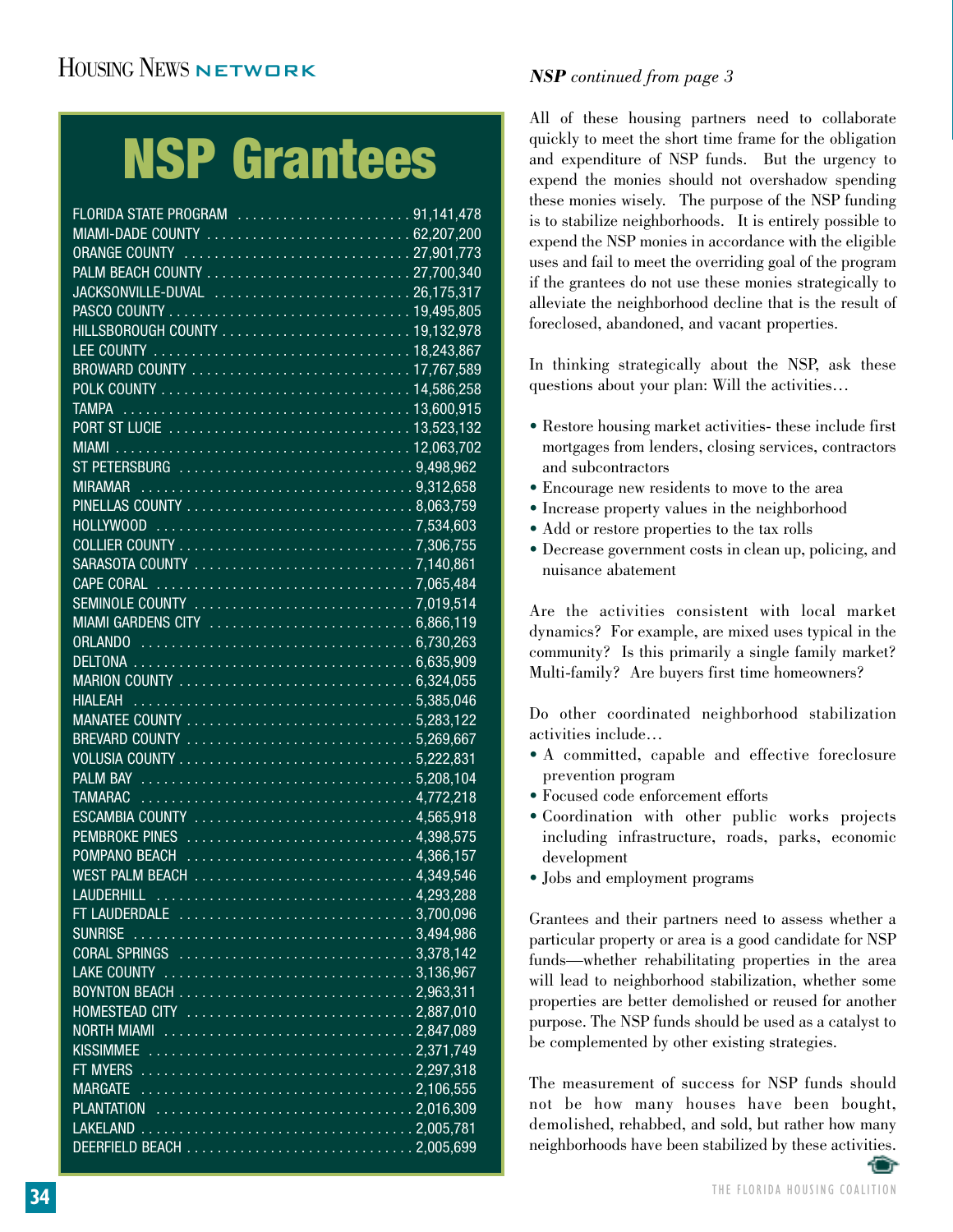# NSP Grantees

| | |
|---|---|
| FLORIDA STATE PROGRAM | 91,141,478 |
| MIAMI-DADE COUNTY | 62,207,200 |
| ORANGE COUNTY | 27,901,773 |
| PALM BEACH COUNTY | 27,700,340 |
| JACKSONVILLE-DUVAL | 26,175,317 |
| PASCO COUNTY | 19,495,805 |
| HILLSBOROUGH COUNTY | 19,132,978 |
| LEE COUNTY | 18,243,867 |
| BROWARD COUNTY | 17,767,589 |
| POLK COUNTY | 14,586,258 |
| TAMPA | 13,600,915 |
| PORT ST LUCIE | 13,523,132 |
| MIAMI | 12,063,702 |
| ST PETERSBURG | 9,498,962 |
| MIRAMAR | 9,312,658 |
| PINELLAS COUNTY | 8,063,759 |
| HOLLYWOOD | 7,534,603 |
| COLLIER COUNTY | 7,306,755 |
| SARASOTA COUNTY | 7,140,861 |
| CAPE CORAL | 7,065,484 |
| SEMINOLE COUNTY | 7,019,514 |
| MIAMI GARDENS CITY | 6,866,119 |
| ORLANDO | 6,730,263 |
| DELTONA | 6,635,909 |
| MARION COUNTY | 6,324,055 |
| HIALEAH | 5,385,046 |
| MANATEE COUNTY | 5,283,122 |
| BREVARD COUNTY | 5,269,667 |
| VOLUSIA COUNTY | 5,222,831 |
| PALM BAY | 5,208,104 |
| TAMARAC | 4,772,218 |
| ESCAMBIA COUNTY | 4,565,918 |
| PEMBROKE PINES | 4,398,575 |
| POMPANO BEACH | 4,366,157 |
| WEST PALM BEACH | 4,349,546 |
| LAUDERHILL | 4,293,288 |
| FT LAUDERDALE | 3,700,096 |
| SUNRISE | 3,494,986 |
| CORAL SPRINGS | 3,378,142 |
| LAKE COUNTY | 3,136,967 |
| BOYNTON BEACH | 2,963,311 |
| HOMESTEAD CITY | 2,887,010 |
| NORTH MIAMI | 2,847,089 |
| KISSIMMEE | 2,371,749 |
| FT MYERS | 2,297,318 |
| MARGATE | 2,106,555 |
| PLANTATION | 2,016,309 |
| LAKELAND | 2,005,781 |
| DEERFIELD BEACH | 2,005,699 |

***NSP** continued from page 3*

All of these housing partners need to collaborate quickly to meet the short time frame for the obligation and expenditure of NSP funds. But the urgency to expend the monies should not overshadow spending these monies wisely. The purpose of the NSP funding is to stabilize neighborhoods. It is entirely possible to expend the NSP monies in accordance with the eligible uses and fail to meet the overriding goal of the program if the grantees do not use these monies strategically to alleviate the neighborhood decline that is the result of foreclosed, abandoned, and vacant properties.

In thinking strategically about the NSP, ask these questions about your plan: Will the activities…

- Restore housing market activities- these include first mortgages from lenders, closing services, contractors and subcontractors
- Encourage new residents to move to the area
- Increase property values in the neighborhood
- Add or restore properties to the tax rolls
- Decrease government costs in clean up, policing, and nuisance abatement

Are the activities consistent with local market dynamics? For example, are mixed uses typical in the community? Is this primarily a single family market? Multi-family? Are buyers first time homeowners?

Do other coordinated neighborhood stabilization activities include…

- A committed, capable and effective foreclosure prevention program
- Focused code enforcement efforts
- Coordination with other public works projects including infrastructure, roads, parks, economic development
- Jobs and employment programs

Grantees and their partners need to assess whether a particular property or area is a good candidate for NSP funds—whether rehabilitating properties in the area will lead to neighborhood stabilization, whether some properties are better demolished or reused for another purpose. The NSP funds should be used as a catalyst to be complemented by other existing strategies.

The measurement of success for NSP funds should not be how many houses have been bought, demolished, rehabbed, and sold, but rather how many neighborhoods have been stabilized by these activities.